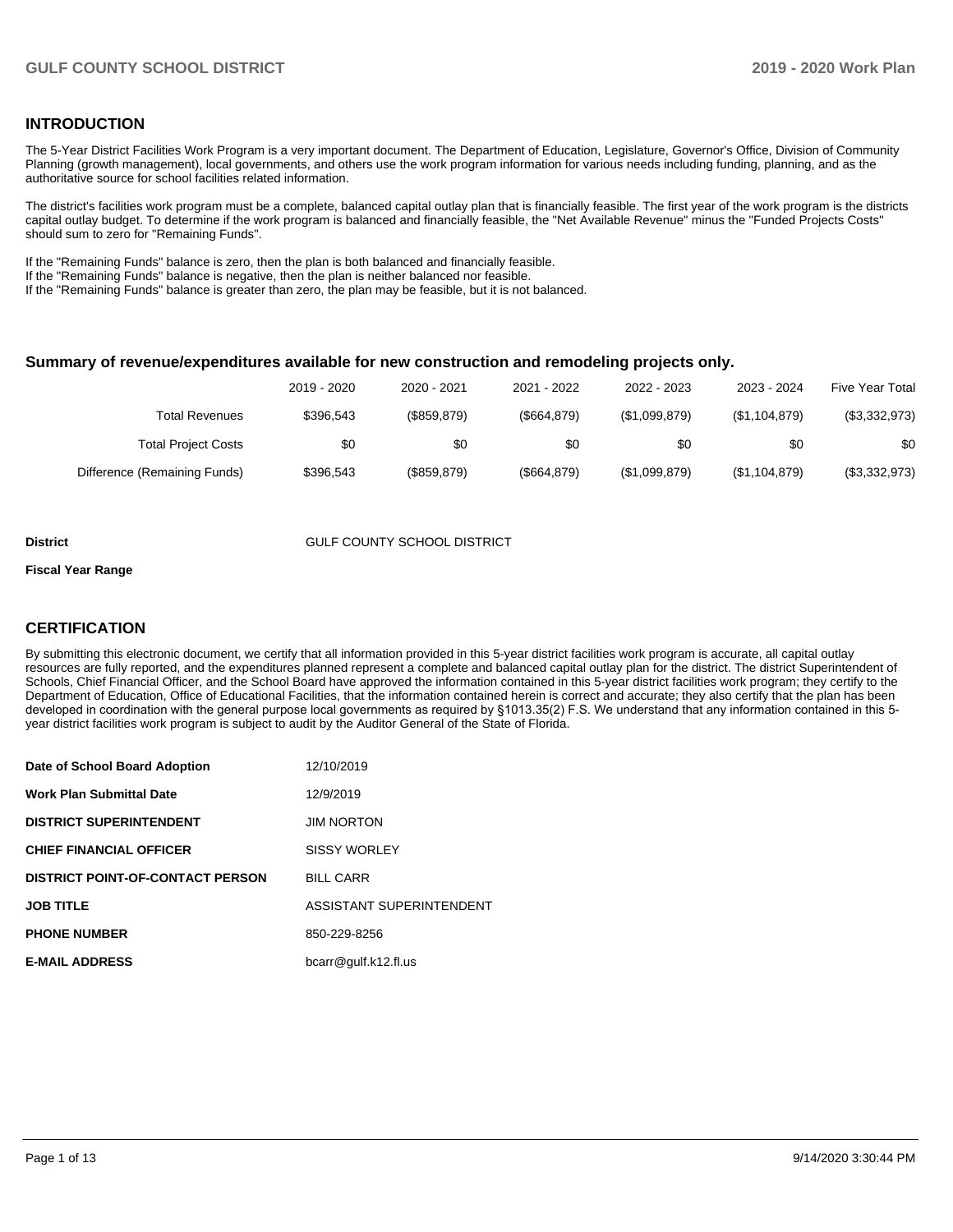## INTRODUCTION

The 5-Year District Facilities Work Program is a very important document. The Department of Education, Legislature, Governor's Office, Division of Community Planning (growth management), local governments, and others use the work program information for various needs including funding, planning, and as the authoritative source for school facilities related information.

The district's facilities work program must be a complete, balanced capital outlay plan that is financially feasible. The first year of the work program is the districts capital outlay budget. To determine if the work program is balanced and financially feasible, the "Net Available Revenue" minus the "Funded Projects Costs" should sum to zero for "Remaining Funds".

If the "Remaining Funds" balance is zero, then the plan is both balanced and financially feasible.
If the "Remaining Funds" balance is negative, then the plan is neither balanced nor feasible.
If the "Remaining Funds" balance is greater than zero, the plan may be feasible, but it is not balanced.

### Summary of revenue/expenditures available for new construction and remodeling projects only.

| | 2019 - 2020 | 2020 - 2021 | 2021 - 2022 | 2022 - 2023 | 2023 - 2024 | Five Year Total |
|---|---|---|---|---|---|---|
| Total Revenues | $396,543 | ($859,879) | ($664,879) | ($1,099,879) | ($1,104,879) | ($3,332,973) |
| Total Project Costs | $0 | $0 | $0 | $0 | $0 | $0 |
| Difference (Remaining Funds) | $396,543 | ($859,879) | ($664,879) | ($1,099,879) | ($1,104,879) | ($3,332,973) |

**District** GULF COUNTY SCHOOL DISTRICT

**Fiscal Year Range**

## CERTIFICATION

By submitting this electronic document, we certify that all information provided in this 5-year district facilities work program is accurate, all capital outlay resources are fully reported, and the expenditures planned represent a complete and balanced capital outlay plan for the district. The district Superintendent of Schools, Chief Financial Officer, and the School Board have approved the information contained in this 5-year district facilities work program; they certify to the Department of Education, Office of Educational Facilities, that the information contained herein is correct and accurate; they also certify that the plan has been developed in coordination with the general purpose local governments as required by §1013.35(2) F.S. We understand that any information contained in this 5-year district facilities work program is subject to audit by the Auditor General of the State of Florida.

| | |
|---|---|
| **Date of School Board Adoption** | 12/10/2019 |
| **Work Plan Submittal Date** | 12/9/2019 |
| **DISTRICT SUPERINTENDENT** | JIM NORTON |
| **CHIEF FINANCIAL OFFICER** | SISSY WORLEY |
| **DISTRICT POINT-OF-CONTACT PERSON** | BILL CARR |
| **JOB TITLE** | ASSISTANT SUPERINTENDENT |
| **PHONE NUMBER** | 850-229-8256 |
| **E-MAIL ADDRESS** | bcarr@gulf.k12.fl.us |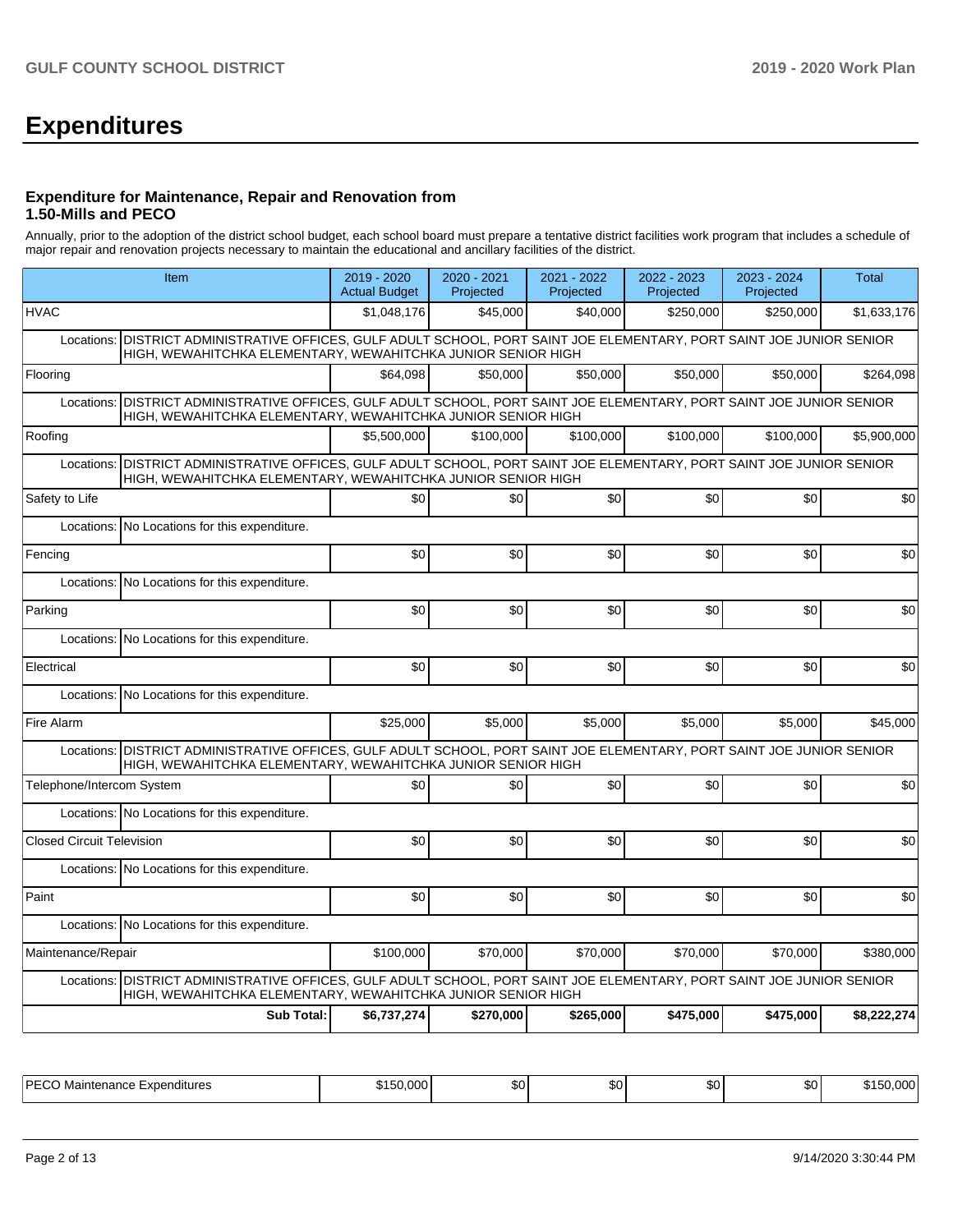# Expenditures

### Expenditure for Maintenance, Repair and Renovation from 1.50-Mills and PECO

Annually, prior to the adoption of the district school budget, each school board must prepare a tentative district facilities work program that includes a schedule of major repair and renovation projects necessary to maintain the educational and ancillary facilities of the district.

| Item | 2019 - 2020 Actual Budget | 2020 - 2021 Projected | 2021 - 2022 Projected | 2022 - 2023 Projected | 2023 - 2024 Projected | Total |
|---|---|---|---|---|---|---|
| HVAC | $1,048,176 | $45,000 | $40,000 | $250,000 | $250,000 | $1,633,176 |
| Locations: DISTRICT ADMINISTRATIVE OFFICES, GULF ADULT SCHOOL, PORT SAINT JOE ELEMENTARY, PORT SAINT JOE JUNIOR SENIOR HIGH, WEWAHITCHKA ELEMENTARY, WEWAHITCHKA JUNIOR SENIOR HIGH | | | | | | |
| Flooring | $64,098 | $50,000 | $50,000 | $50,000 | $50,000 | $264,098 |
| Locations: DISTRICT ADMINISTRATIVE OFFICES, GULF ADULT SCHOOL, PORT SAINT JOE ELEMENTARY, PORT SAINT JOE JUNIOR SENIOR HIGH, WEWAHITCHKA ELEMENTARY, WEWAHITCHKA JUNIOR SENIOR HIGH | | | | | | |
| Roofing | $5,500,000 | $100,000 | $100,000 | $100,000 | $100,000 | $5,900,000 |
| Locations: DISTRICT ADMINISTRATIVE OFFICES, GULF ADULT SCHOOL, PORT SAINT JOE ELEMENTARY, PORT SAINT JOE JUNIOR SENIOR HIGH, WEWAHITCHKA ELEMENTARY, WEWAHITCHKA JUNIOR SENIOR HIGH | | | | | | |
| Safety to Life | $0 | $0 | $0 | $0 | $0 | $0 |
| Locations: No Locations for this expenditure. | | | | | | |
| Fencing | $0 | $0 | $0 | $0 | $0 | $0 |
| Locations: No Locations for this expenditure. | | | | | | |
| Parking | $0 | $0 | $0 | $0 | $0 | $0 |
| Locations: No Locations for this expenditure. | | | | | | |
| Electrical | $0 | $0 | $0 | $0 | $0 | $0 |
| Locations: No Locations for this expenditure. | | | | | | |
| Fire Alarm | $25,000 | $5,000 | $5,000 | $5,000 | $5,000 | $45,000 |
| Locations: DISTRICT ADMINISTRATIVE OFFICES, GULF ADULT SCHOOL, PORT SAINT JOE ELEMENTARY, PORT SAINT JOE JUNIOR SENIOR HIGH, WEWAHITCHKA ELEMENTARY, WEWAHITCHKA JUNIOR SENIOR HIGH | | | | | | |
| Telephone/Intercom System | $0 | $0 | $0 | $0 | $0 | $0 |
| Locations: No Locations for this expenditure. | | | | | | |
| Closed Circuit Television | $0 | $0 | $0 | $0 | $0 | $0 |
| Locations: No Locations for this expenditure. | | | | | | |
| Paint | $0 | $0 | $0 | $0 | $0 | $0 |
| Locations: No Locations for this expenditure. | | | | | | |
| Maintenance/Repair | $100,000 | $70,000 | $70,000 | $70,000 | $70,000 | $380,000 |
| Locations: DISTRICT ADMINISTRATIVE OFFICES, GULF ADULT SCHOOL, PORT SAINT JOE ELEMENTARY, PORT SAINT JOE JUNIOR SENIOR HIGH, WEWAHITCHKA ELEMENTARY, WEWAHITCHKA JUNIOR SENIOR HIGH | | | | | | |
| **Sub Total:** | **$6,737,274** | **$270,000** | **$265,000** | **$475,000** | **$475,000** | **$8,222,274** |

| | | | | | | |
|---|---|---|---|---|---|---|
| PECO Maintenance Expenditures | $150,000 | $0 | $0 | $0 | $0 | $150,000 |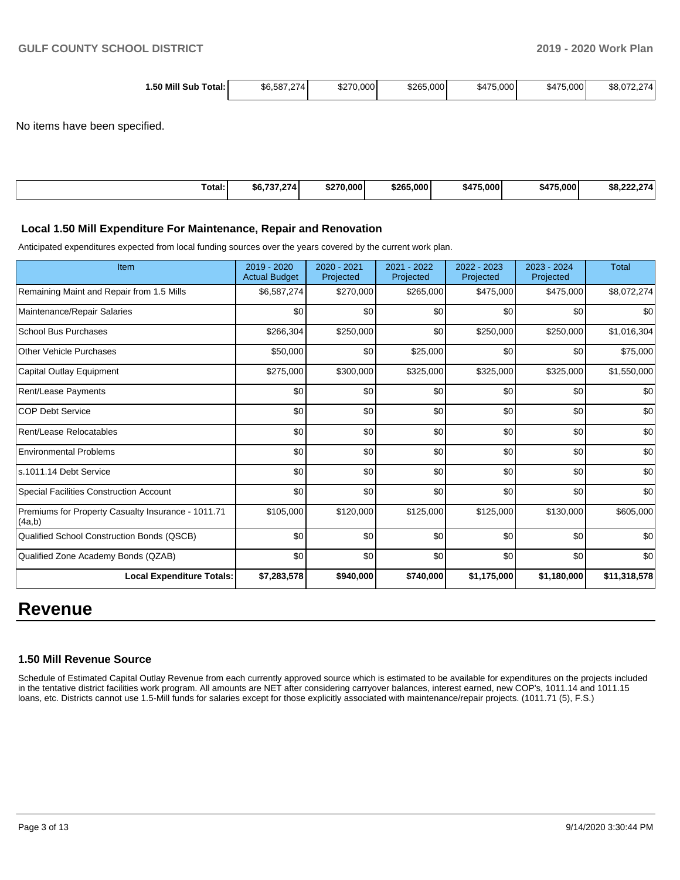| 1.50 Mill Sub Total: | $6,587,274 | $270,000 | $265,000 | $475,000 | $475,000 | $8,072,274 |
|---|---|---|---|---|---|---|

No items have been specified.

| Total: | $6,737,274 | $270,000 | $265,000 | $475,000 | $475,000 | $8,222,274 |
|---|---|---|---|---|---|---|

### Local 1.50 Mill Expenditure For Maintenance, Repair and Renovation

Anticipated expenditures expected from local funding sources over the years covered by the current work plan.

| Item | 2019 - 2020 Actual Budget | 2020 - 2021 Projected | 2021 - 2022 Projected | 2022 - 2023 Projected | 2023 - 2024 Projected | Total |
|---|---|---|---|---|---|---|
| Remaining Maint and Repair from 1.5 Mills | $6,587,274 | $270,000 | $265,000 | $475,000 | $475,000 | $8,072,274 |
| Maintenance/Repair Salaries | $0 | $0 | $0 | $0 | $0 | $0 |
| School Bus Purchases | $266,304 | $250,000 | $0 | $250,000 | $250,000 | $1,016,304 |
| Other Vehicle Purchases | $50,000 | $0 | $25,000 | $0 | $0 | $75,000 |
| Capital Outlay Equipment | $275,000 | $300,000 | $325,000 | $325,000 | $325,000 | $1,550,000 |
| Rent/Lease Payments | $0 | $0 | $0 | $0 | $0 | $0 |
| COP Debt Service | $0 | $0 | $0 | $0 | $0 | $0 |
| Rent/Lease Relocatables | $0 | $0 | $0 | $0 | $0 | $0 |
| Environmental Problems | $0 | $0 | $0 | $0 | $0 | $0 |
| s.1011.14 Debt Service | $0 | $0 | $0 | $0 | $0 | $0 |
| Special Facilities Construction Account | $0 | $0 | $0 | $0 | $0 | $0 |
| Premiums for Property Casualty Insurance - 1011.71 (4a,b) | $105,000 | $120,000 | $125,000 | $125,000 | $130,000 | $605,000 |
| Qualified School Construction Bonds (QSCB) | $0 | $0 | $0 | $0 | $0 | $0 |
| Qualified Zone Academy Bonds (QZAB) | $0 | $0 | $0 | $0 | $0 | $0 |
| **Local Expenditure Totals:** | **$7,283,578** | **$940,000** | **$740,000** | **$1,175,000** | **$1,180,000** | **$11,318,578** |

# Revenue

### 1.50 Mill Revenue Source

Schedule of Estimated Capital Outlay Revenue from each currently approved source which is estimated to be available for expenditures on the projects included in the tentative district facilities work program. All amounts are NET after considering carryover balances, interest earned, new COP's, 1011.14 and 1011.15 loans, etc. Districts cannot use 1.5-Mill funds for salaries except for those explicitly associated with maintenance/repair projects. (1011.71 (5), F.S.)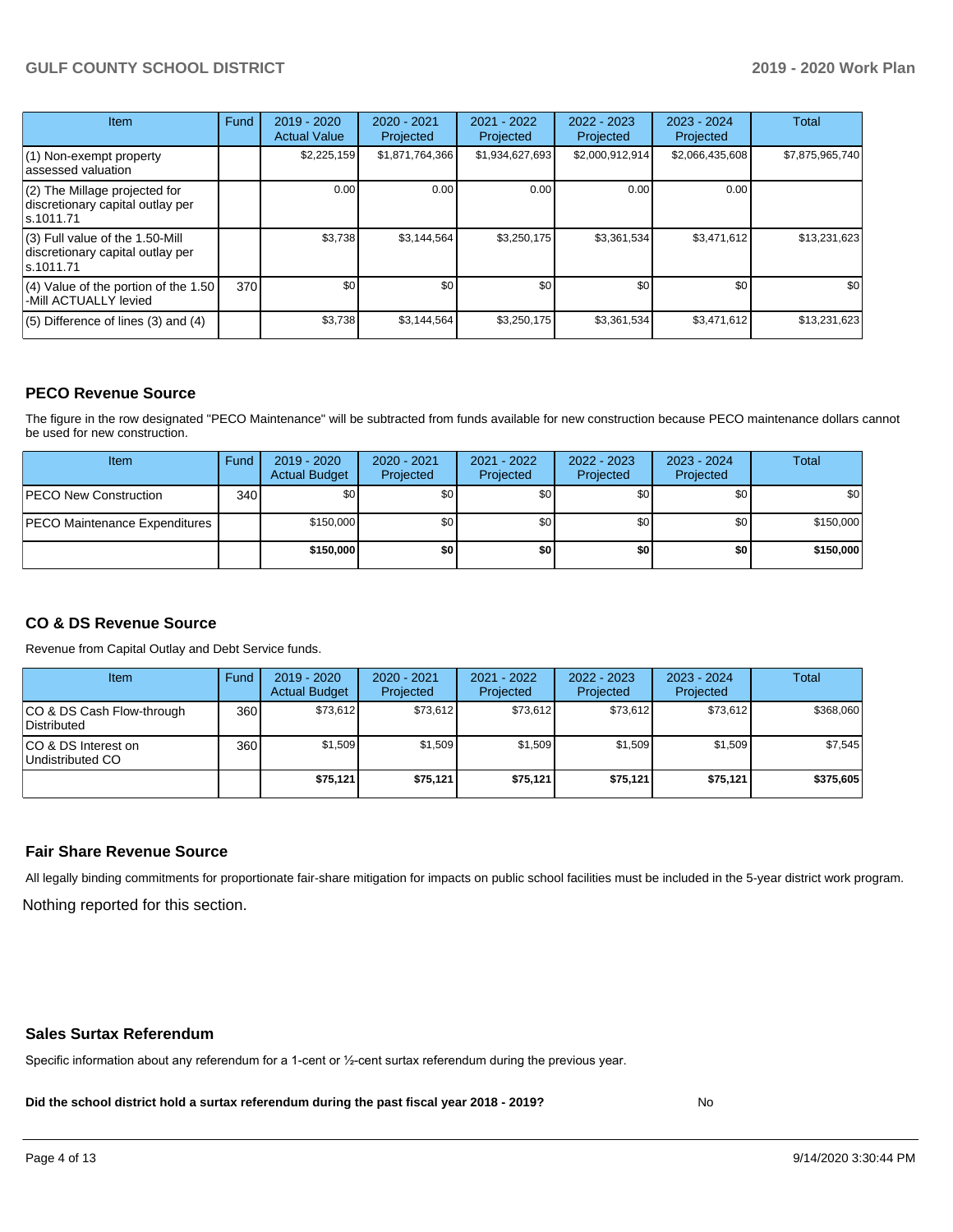| Item | Fund | 2019 - 2020 Actual Value | 2020 - 2021 Projected | 2021 - 2022 Projected | 2022 - 2023 Projected | 2023 - 2024 Projected | Total |
|---|---|---|---|---|---|---|---|
| (1) Non-exempt property assessed valuation | | $2,225,159 | $1,871,764,366 | $1,934,627,693 | $2,000,912,914 | $2,066,435,608 | $7,875,965,740 |
| (2) The Millage projected for discretionary capital outlay per s.1011.71 | | 0.00 | 0.00 | 0.00 | 0.00 | 0.00 | |
| (3) Full value of the 1.50-Mill discretionary capital outlay per s.1011.71 | | $3,738 | $3,144,564 | $3,250,175 | $3,361,534 | $3,471,612 | $13,231,623 |
| (4) Value of the portion of the 1.50 -Mill ACTUALLY levied | 370 | $0 | $0 | $0 | $0 | $0 | $0 |
| (5) Difference of lines (3) and (4) | | $3,738 | $3,144,564 | $3,250,175 | $3,361,534 | $3,471,612 | $13,231,623 |

## PECO Revenue Source

The figure in the row designated "PECO Maintenance" will be subtracted from funds available for new construction because PECO maintenance dollars cannot be used for new construction.

| Item | Fund | 2019 - 2020 Actual Budget | 2020 - 2021 Projected | 2021 - 2022 Projected | 2022 - 2023 Projected | 2023 - 2024 Projected | Total |
|---|---|---|---|---|---|---|---|
| PECO New Construction | 340 | $0 | $0 | $0 | $0 | $0 | $0 |
| PECO Maintenance Expenditures | | $150,000 | $0 | $0 | $0 | $0 | $150,000 |
| | | **$150,000** | **$0** | **$0** | **$0** | **$0** | **$150,000** |

## CO & DS Revenue Source

Revenue from Capital Outlay and Debt Service funds.

| Item | Fund | 2019 - 2020 Actual Budget | 2020 - 2021 Projected | 2021 - 2022 Projected | 2022 - 2023 Projected | 2023 - 2024 Projected | Total |
|---|---|---|---|---|---|---|---|
| CO & DS Cash Flow-through Distributed | 360 | $73,612 | $73,612 | $73,612 | $73,612 | $73,612 | $368,060 |
| CO & DS Interest on Undistributed CO | 360 | $1,509 | $1,509 | $1,509 | $1,509 | $1,509 | $7,545 |
| | | **$75,121** | **$75,121** | **$75,121** | **$75,121** | **$75,121** | **$375,605** |

## Fair Share Revenue Source

All legally binding commitments for proportionate fair-share mitigation for impacts on public school facilities must be included in the 5-year district work program.

Nothing reported for this section.

## Sales Surtax Referendum

Specific information about any referendum for a 1-cent or ½-cent surtax referendum during the previous year.

**Did the school district hold a surtax referendum during the past fiscal year 2018 - 2019?** No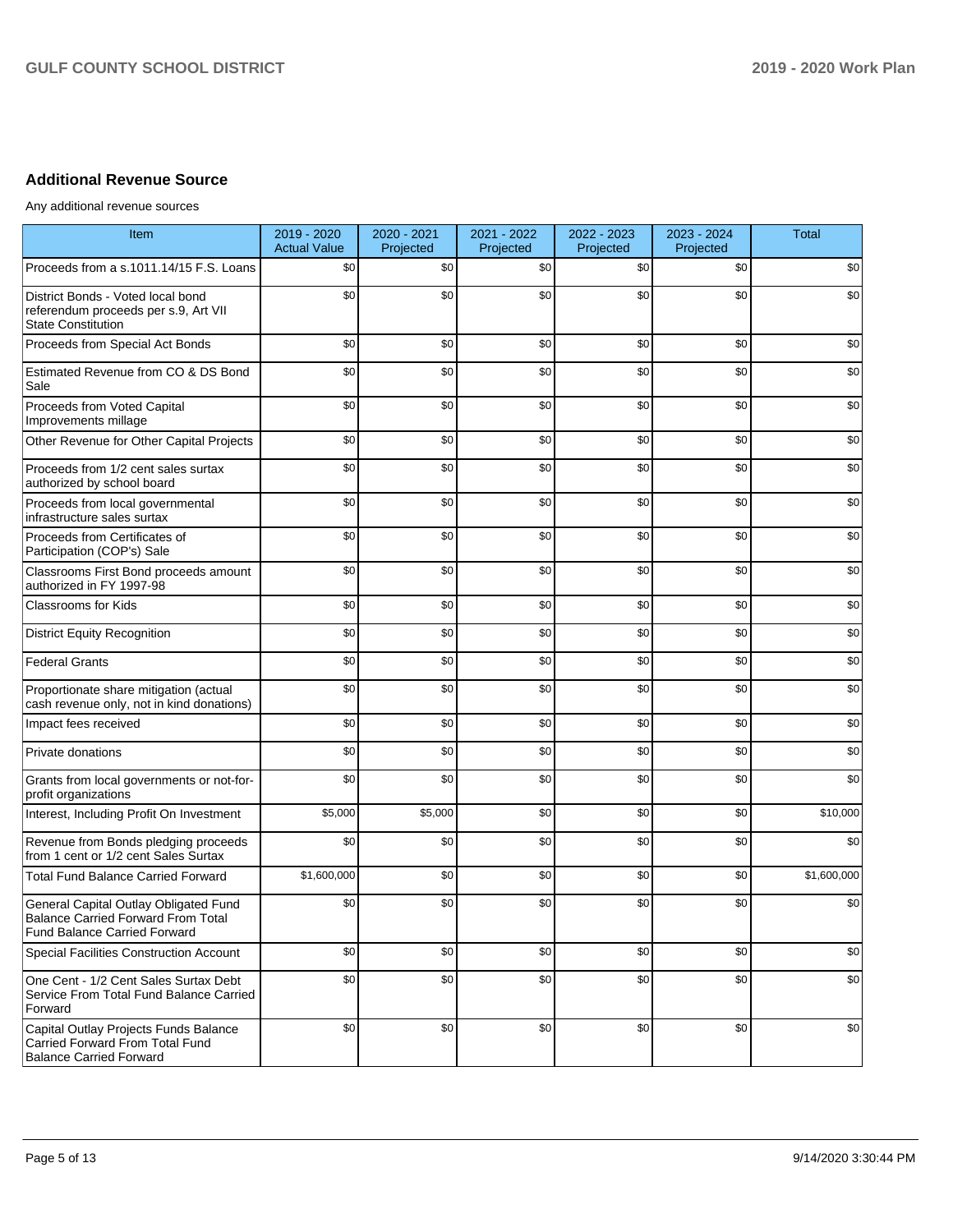## Additional Revenue Source

Any additional revenue sources

| Item | 2019 - 2020 Actual Value | 2020 - 2021 Projected | 2021 - 2022 Projected | 2022 - 2023 Projected | 2023 - 2024 Projected | Total |
|---|---|---|---|---|---|---|
| Proceeds from a s.1011.14/15 F.S. Loans | $0 | $0 | $0 | $0 | $0 | $0 |
| District Bonds - Voted local bond referendum proceeds per s.9, Art VII State Constitution | $0 | $0 | $0 | $0 | $0 | $0 |
| Proceeds from Special Act Bonds | $0 | $0 | $0 | $0 | $0 | $0 |
| Estimated Revenue from CO & DS Bond Sale | $0 | $0 | $0 | $0 | $0 | $0 |
| Proceeds from Voted Capital Improvements millage | $0 | $0 | $0 | $0 | $0 | $0 |
| Other Revenue for Other Capital Projects | $0 | $0 | $0 | $0 | $0 | $0 |
| Proceeds from 1/2 cent sales surtax authorized by school board | $0 | $0 | $0 | $0 | $0 | $0 |
| Proceeds from local governmental infrastructure sales surtax | $0 | $0 | $0 | $0 | $0 | $0 |
| Proceeds from Certificates of Participation (COP's) Sale | $0 | $0 | $0 | $0 | $0 | $0 |
| Classrooms First Bond proceeds amount authorized in FY 1997-98 | $0 | $0 | $0 | $0 | $0 | $0 |
| Classrooms for Kids | $0 | $0 | $0 | $0 | $0 | $0 |
| District Equity Recognition | $0 | $0 | $0 | $0 | $0 | $0 |
| Federal Grants | $0 | $0 | $0 | $0 | $0 | $0 |
| Proportionate share mitigation (actual cash revenue only, not in kind donations) | $0 | $0 | $0 | $0 | $0 | $0 |
| Impact fees received | $0 | $0 | $0 | $0 | $0 | $0 |
| Private donations | $0 | $0 | $0 | $0 | $0 | $0 |
| Grants from local governments or not-for-profit organizations | $0 | $0 | $0 | $0 | $0 | $0 |
| Interest, Including Profit On Investment | $5,000 | $5,000 | $0 | $0 | $0 | $10,000 |
| Revenue from Bonds pledging proceeds from 1 cent or 1/2 cent Sales Surtax | $0 | $0 | $0 | $0 | $0 | $0 |
| Total Fund Balance Carried Forward | $1,600,000 | $0 | $0 | $0 | $0 | $1,600,000 |
| General Capital Outlay Obligated Fund Balance Carried Forward From Total Fund Balance Carried Forward | $0 | $0 | $0 | $0 | $0 | $0 |
| Special Facilities Construction Account | $0 | $0 | $0 | $0 | $0 | $0 |
| One Cent - 1/2 Cent Sales Surtax Debt Service From Total Fund Balance Carried Forward | $0 | $0 | $0 | $0 | $0 | $0 |
| Capital Outlay Projects Funds Balance Carried Forward From Total Fund Balance Carried Forward | $0 | $0 | $0 | $0 | $0 | $0 |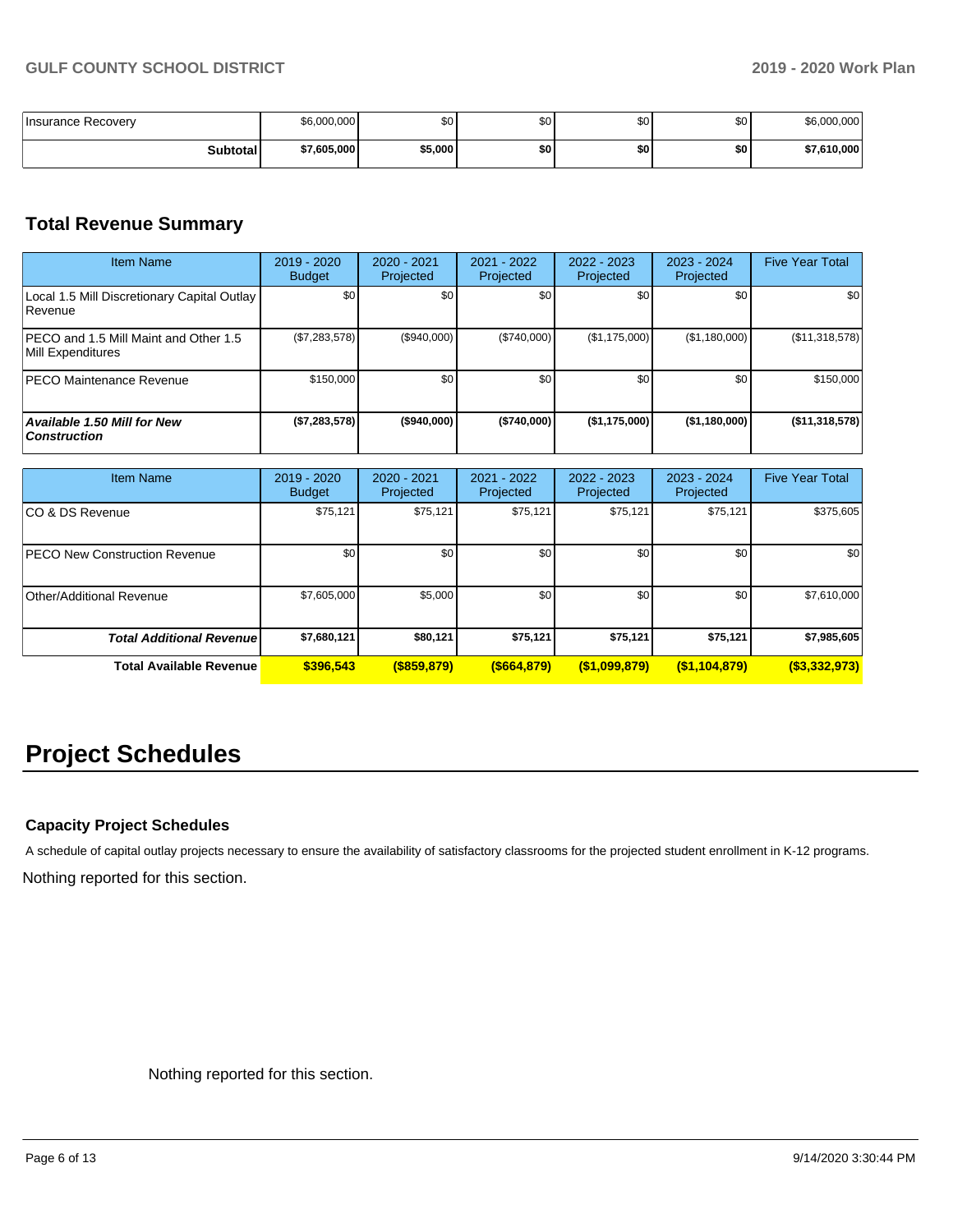| Insurance Recovery | $6,000,000 | $0 | $0 | $0 | $0 | $6,000,000 |
|---|---|---|---|---|---|---|
| **Subtotal** | **$7,605,000** | **$5,000** | **$0** | **$0** | **$0** | **$7,610,000** |

## Total Revenue Summary

| Item Name | 2019 - 2020 Budget | 2020 - 2021 Projected | 2021 - 2022 Projected | 2022 - 2023 Projected | 2023 - 2024 Projected | Five Year Total |
|---|---|---|---|---|---|---|
| Local 1.5 Mill Discretionary Capital Outlay Revenue | $0 | $0 | $0 | $0 | $0 | $0 |
| PECO and 1.5 Mill Maint and Other 1.5 Mill Expenditures | ($7,283,578) | ($940,000) | ($740,000) | ($1,175,000) | ($1,180,000) | ($11,318,578) |
| PECO Maintenance Revenue | $150,000 | $0 | $0 | $0 | $0 | $150,000 |
| ***Available 1.50 Mill for New Construction*** | **($7,283,578)** | **($940,000)** | **($740,000)** | **($1,175,000)** | **($1,180,000)** | **($11,318,578)** |

| Item Name | 2019 - 2020 Budget | 2020 - 2021 Projected | 2021 - 2022 Projected | 2022 - 2023 Projected | 2023 - 2024 Projected | Five Year Total |
|---|---|---|---|---|---|---|
| CO & DS Revenue | $75,121 | $75,121 | $75,121 | $75,121 | $75,121 | $375,605 |
| PECO New Construction Revenue | $0 | $0 | $0 | $0 | $0 | $0 |
| Other/Additional Revenue | $7,605,000 | $5,000 | $0 | $0 | $0 | $7,610,000 |
| ***Total Additional Revenue*** | **$7,680,121** | **$80,121** | **$75,121** | **$75,121** | **$75,121** | **$7,985,605** |
| **Total Available Revenue** | **$396,543** | **($859,879)** | **($664,879)** | **($1,099,879)** | **($1,104,879)** | **($3,332,973)** |

# Project Schedules

### Capacity Project Schedules

A schedule of capital outlay projects necessary to ensure the availability of satisfactory classrooms for the projected student enrollment in K-12 programs.

Nothing reported for this section.

Nothing reported for this section.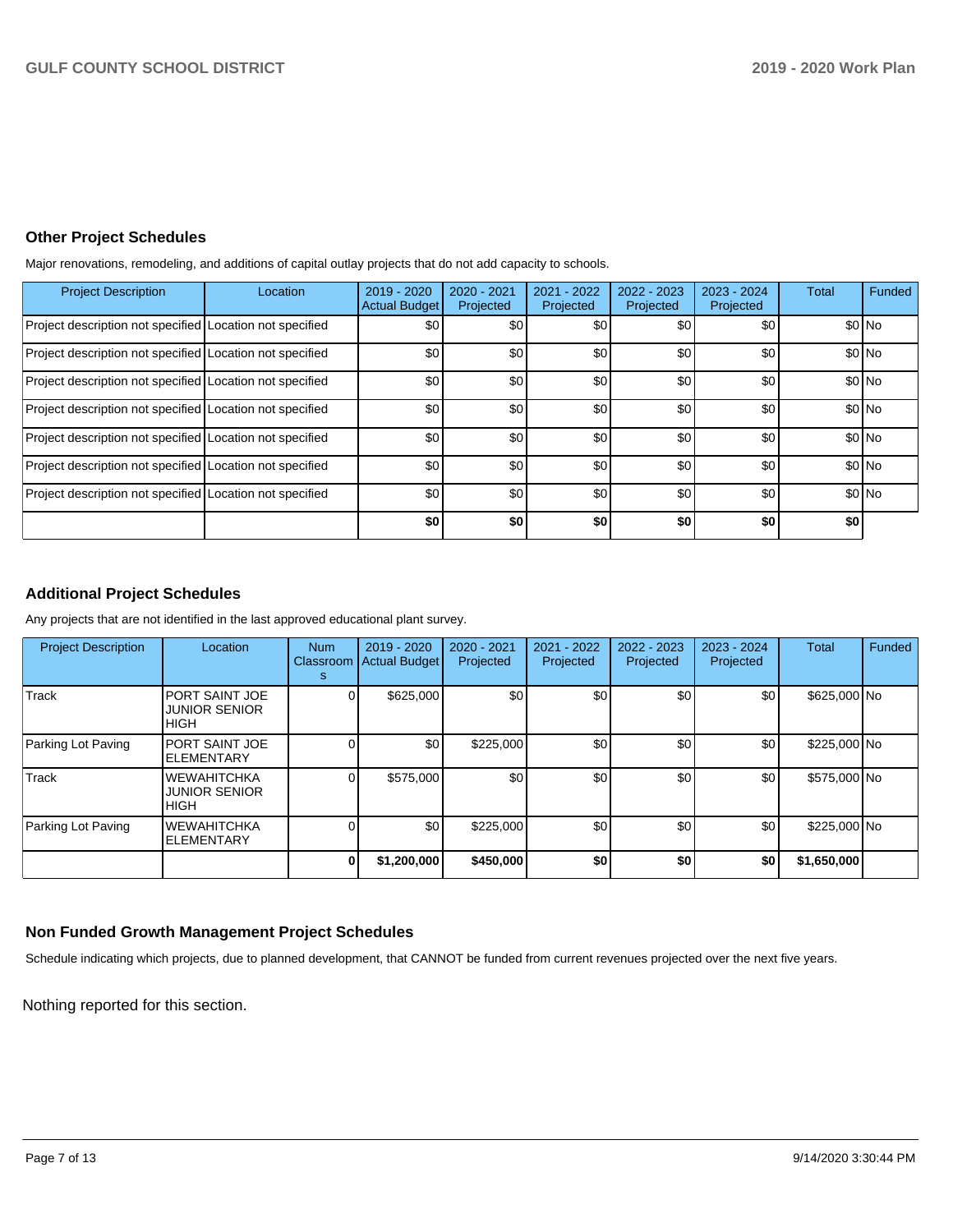## Other Project Schedules

Major renovations, remodeling, and additions of capital outlay projects that do not add capacity to schools.

| Project Description | Location | 2019 - 2020 Actual Budget | 2020 - 2021 Projected | 2021 - 2022 Projected | 2022 - 2023 Projected | 2023 - 2024 Projected | Total | Funded |
|---|---|---|---|---|---|---|---|---|
| Project description not specified | Location not specified | $0 | $0 | $0 | $0 | $0 | $0 | No |
| Project description not specified | Location not specified | $0 | $0 | $0 | $0 | $0 | $0 | No |
| Project description not specified | Location not specified | $0 | $0 | $0 | $0 | $0 | $0 | No |
| Project description not specified | Location not specified | $0 | $0 | $0 | $0 | $0 | $0 | No |
| Project description not specified | Location not specified | $0 | $0 | $0 | $0 | $0 | $0 | No |
| Project description not specified | Location not specified | $0 | $0 | $0 | $0 | $0 | $0 | No |
| Project description not specified | Location not specified | $0 | $0 | $0 | $0 | $0 | $0 | No |
| | | **$0** | **$0** | **$0** | **$0** | **$0** | **$0** | |

## Additional Project Schedules

Any projects that are not identified in the last approved educational plant survey.

| Project Description | Location | Num Classrooms | 2019 - 2020 Actual Budget | 2020 - 2021 Projected | 2021 - 2022 Projected | 2022 - 2023 Projected | 2023 - 2024 Projected | Total | Funded |
|---|---|---|---|---|---|---|---|---|---|
| Track | PORT SAINT JOE JUNIOR SENIOR HIGH | 0 | $625,000 | $0 | $0 | $0 | $0 | $625,000 | No |
| Parking Lot Paving | PORT SAINT JOE ELEMENTARY | 0 | $0 | $225,000 | $0 | $0 | $0 | $225,000 | No |
| Track | WEWAHITCHKA JUNIOR SENIOR HIGH | 0 | $575,000 | $0 | $0 | $0 | $0 | $575,000 | No |
| Parking Lot Paving | WEWAHITCHKA ELEMENTARY | 0 | $0 | $225,000 | $0 | $0 | $0 | $225,000 | No |
| | | **0** | **$1,200,000** | **$450,000** | **$0** | **$0** | **$0** | **$1,650,000** | |

## Non Funded Growth Management Project Schedules

Schedule indicating which projects, due to planned development, that CANNOT be funded from current revenues projected over the next five years.

Nothing reported for this section.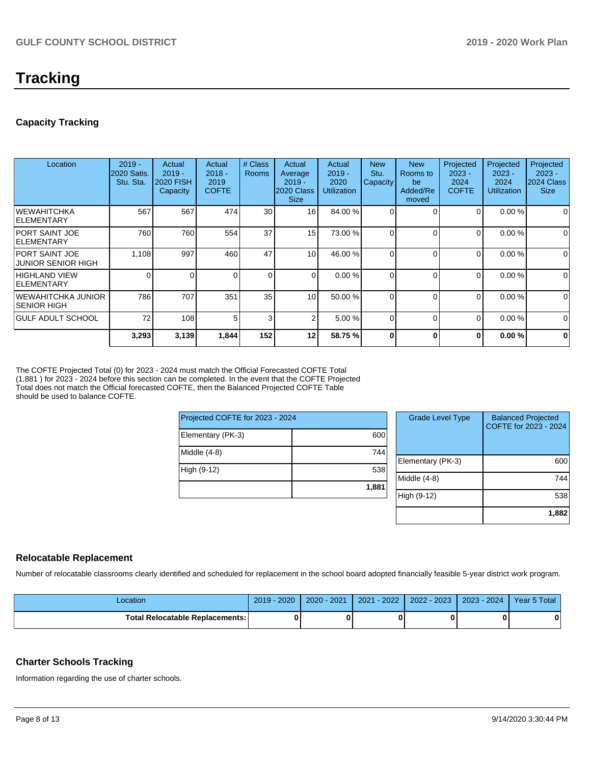# Tracking

## Capacity Tracking

| Location | 2019 - 2020 Satis. Stu. Sta. | Actual 2019 - 2020 FISH Capacity | Actual 2018 - 2019 COFTE | # Class Rooms | Actual Average 2019 - 2020 Class Size | Actual 2019 - 2020 Utilization | New Stu. Capacity | New Rooms to be Added/Removed | Projected 2023 - 2024 COFTE | Projected 2023 - 2024 Utilization | Projected 2023 - 2024 Class Size |
|---|---|---|---|---|---|---|---|---|---|---|---|
| WEWAHITCHKA ELEMENTARY | 567 | 567 | 474 | 30 | 16 | 84.00 % | 0 | 0 | 0 | 0.00 % | 0 |
| PORT SAINT JOE ELEMENTARY | 760 | 760 | 554 | 37 | 15 | 73.00 % | 0 | 0 | 0 | 0.00 % | 0 |
| PORT SAINT JOE JUNIOR SENIOR HIGH | 1,108 | 997 | 460 | 47 | 10 | 46.00 % | 0 | 0 | 0 | 0.00 % | 0 |
| HIGHLAND VIEW ELEMENTARY | 0 | 0 | 0 | 0 | 0 | 0.00 % | 0 | 0 | 0 | 0.00 % | 0 |
| WEWAHITCHKA JUNIOR SENIOR HIGH | 786 | 707 | 351 | 35 | 10 | 50.00 % | 0 | 0 | 0 | 0.00 % | 0 |
| GULF ADULT SCHOOL | 72 | 108 | 5 | 3 | 2 | 5.00 % | 0 | 0 | 0 | 0.00 % | 0 |
| | **3,293** | **3,139** | **1,844** | **152** | **12** | **58.75 %** | **0** | **0** | **0** | **0.00 %** | **0** |

The COFTE Projected Total (0) for 2023 - 2024 must match the Official Forecasted COFTE Total (1,881 ) for 2023 - 2024 before this section can be completed. In the event that the COFTE Projected Total does not match the Official forecasted COFTE, then the Balanced Projected COFTE Table should be used to balance COFTE.

| Projected COFTE for 2023 - 2024 | |
|---|---|
| Elementary (PK-3) | 600 |
| Middle (4-8) | 744 |
| High (9-12) | 538 |
| | **1,881** |

| Grade Level Type | Balanced Projected COFTE for 2023 - 2024 |
|---|---|
| Elementary (PK-3) | 600 |
| Middle (4-8) | 744 |
| High (9-12) | 538 |
| | **1,882** |

## Relocatable Replacement

Number of relocatable classrooms clearly identified and scheduled for replacement in the school board adopted financially feasible 5-year district work program.

| Location | 2019 - 2020 | 2020 - 2021 | 2021 - 2022 | 2022 - 2023 | 2023 - 2024 | Year 5 Total |
|---|---|---|---|---|---|---|
| **Total Relocatable Replacements:** | **0** | **0** | **0** | **0** | **0** | **0** |

## Charter Schools Tracking

Information regarding the use of charter schools.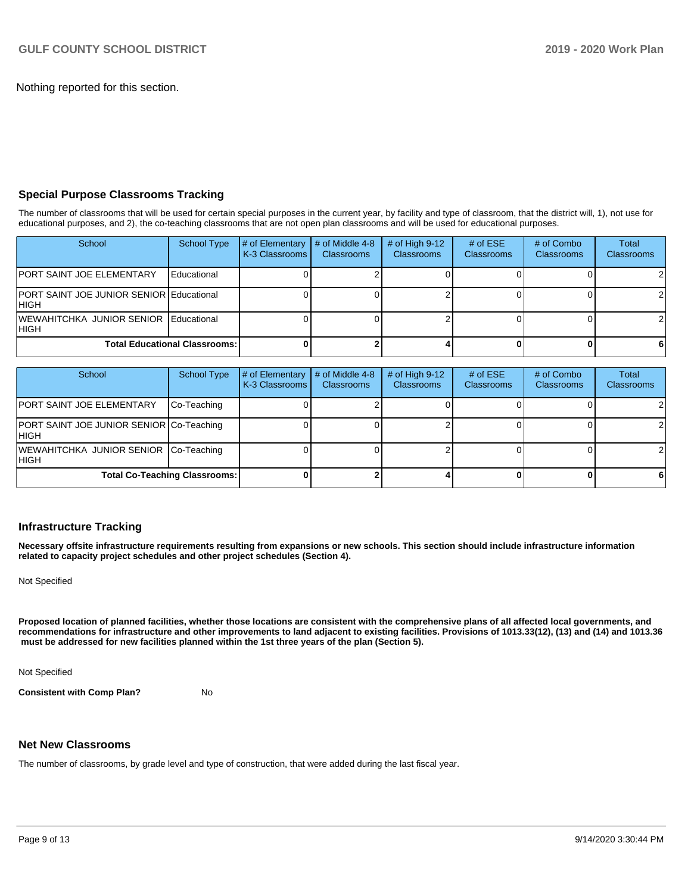Nothing reported for this section.

## Special Purpose Classrooms Tracking

The number of classrooms that will be used for certain special purposes in the current year, by facility and type of classroom, that the district will, 1), not use for educational purposes, and 2), the co-teaching classrooms that are not open plan classrooms and will be used for educational purposes.

| School | School Type | # of Elementary K-3 Classrooms | # of Middle 4-8 Classrooms | # of High 9-12 Classrooms | # of ESE Classrooms | # of Combo Classrooms | Total Classrooms |
|---|---|---|---|---|---|---|---|
| PORT SAINT JOE ELEMENTARY | Educational | 0 | 2 | 0 | 0 | 0 | 2 |
| PORT SAINT JOE JUNIOR SENIOR HIGH | Educational | 0 | 0 | 2 | 0 | 0 | 2 |
| WEWAHITCHKA JUNIOR SENIOR HIGH | Educational | 0 | 0 | 2 | 0 | 0 | 2 |
| **Total Educational Classrooms:** | | **0** | **2** | **4** | **0** | **0** | **6** |

| School | School Type | # of Elementary K-3 Classrooms | # of Middle 4-8 Classrooms | # of High 9-12 Classrooms | # of ESE Classrooms | # of Combo Classrooms | Total Classrooms |
|---|---|---|---|---|---|---|---|
| PORT SAINT JOE ELEMENTARY | Co-Teaching | 0 | 2 | 0 | 0 | 0 | 2 |
| PORT SAINT JOE JUNIOR SENIOR HIGH | Co-Teaching | 0 | 0 | 2 | 0 | 0 | 2 |
| WEWAHITCHKA JUNIOR SENIOR HIGH | Co-Teaching | 0 | 0 | 2 | 0 | 0 | 2 |
| **Total Co-Teaching Classrooms:** | | **0** | **2** | **4** | **0** | **0** | **6** |

## Infrastructure Tracking

**Necessary offsite infrastructure requirements resulting from expansions or new schools. This section should include infrastructure information related to capacity project schedules and other project schedules (Section 4).**

Not Specified

**Proposed location of planned facilities, whether those locations are consistent with the comprehensive plans of all affected local governments, and recommendations for infrastructure and other improvements to land adjacent to existing facilities. Provisions of 1013.33(12), (13) and (14) and 1013.36 must be addressed for new facilities planned within the 1st three years of the plan (Section 5).**

Not Specified

**Consistent with Comp Plan?** No

## Net New Classrooms

The number of classrooms, by grade level and type of construction, that were added during the last fiscal year.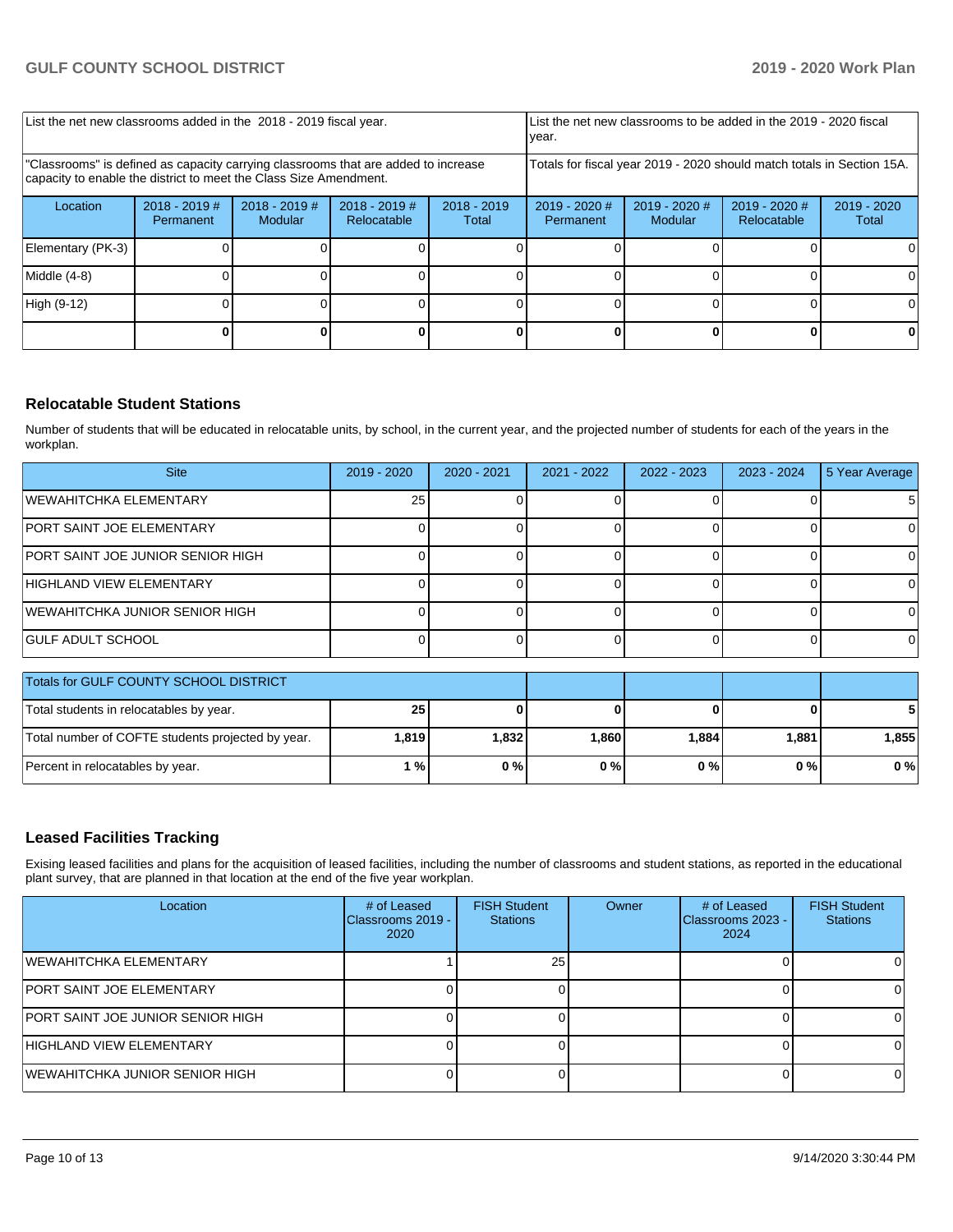| List the net new classrooms added in the 2018 - 2019 fiscal year. | | | | List the net new classrooms to be added in the 2019 - 2020 fiscal year. | | | |
|---|---|---|---|---|---|---|---|
| "Classrooms" is defined as capacity carrying classrooms that are added to increase capacity to enable the district to meet the Class Size Amendment. | | | | Totals for fiscal year 2019 - 2020 should match totals in Section 15A. | | | |
| Location | 2018 - 2019 # Permanent | 2018 - 2019 # Modular | 2018 - 2019 # Relocatable | 2018 - 2019 Total | 2019 - 2020 # Permanent | 2019 - 2020 # Modular | 2019 - 2020 # Relocatable | 2019 - 2020 Total |
| Elementary (PK-3) | 0 | 0 | 0 | 0 | 0 | 0 | 0 | 0 |
| Middle (4-8) | 0 | 0 | 0 | 0 | 0 | 0 | 0 | 0 |
| High (9-12) | 0 | 0 | 0 | 0 | 0 | 0 | 0 | 0 |
| | **0** | **0** | **0** | **0** | **0** | **0** | **0** | **0** |

## Relocatable Student Stations

Number of students that will be educated in relocatable units, by school, in the current year, and the projected number of students for each of the years in the workplan.

| Site | 2019 - 2020 | 2020 - 2021 | 2021 - 2022 | 2022 - 2023 | 2023 - 2024 | 5 Year Average |
|---|---|---|---|---|---|---|
| WEWAHITCHKA ELEMENTARY | 25 | 0 | 0 | 0 | 0 | 5 |
| PORT SAINT JOE ELEMENTARY | 0 | 0 | 0 | 0 | 0 | 0 |
| PORT SAINT JOE JUNIOR SENIOR HIGH | 0 | 0 | 0 | 0 | 0 | 0 |
| HIGHLAND VIEW ELEMENTARY | 0 | 0 | 0 | 0 | 0 | 0 |
| WEWAHITCHKA JUNIOR SENIOR HIGH | 0 | 0 | 0 | 0 | 0 | 0 |
| GULF ADULT SCHOOL | 0 | 0 | 0 | 0 | 0 | 0 |

| Totals for GULF COUNTY SCHOOL DISTRICT | | | | | | |
|---|---|---|---|---|---|---|
| Total students in relocatables by year. | **25** | **0** | **0** | **0** | **0** | **5** |
| Total number of COFTE students projected by year. | **1,819** | **1,832** | **1,860** | **1,884** | **1,881** | **1,855** |
| Percent in relocatables by year. | **1 %** | **0 %** | **0 %** | **0 %** | **0 %** | **0 %** |

## Leased Facilities Tracking

Exising leased facilities and plans for the acquisition of leased facilities, including the number of classrooms and student stations, as reported in the educational plant survey, that are planned in that location at the end of the five year workplan.

| Location | # of Leased Classrooms 2019 - 2020 | FISH Student Stations | Owner | # of Leased Classrooms 2023 - 2024 | FISH Student Stations |
|---|---|---|---|---|---|
| WEWAHITCHKA ELEMENTARY | 1 | 25 | | 0 | 0 |
| PORT SAINT JOE ELEMENTARY | 0 | 0 | | 0 | 0 |
| PORT SAINT JOE JUNIOR SENIOR HIGH | 0 | 0 | | 0 | 0 |
| HIGHLAND VIEW ELEMENTARY | 0 | 0 | | 0 | 0 |
| WEWAHITCHKA JUNIOR SENIOR HIGH | 0 | 0 | | 0 | 0 |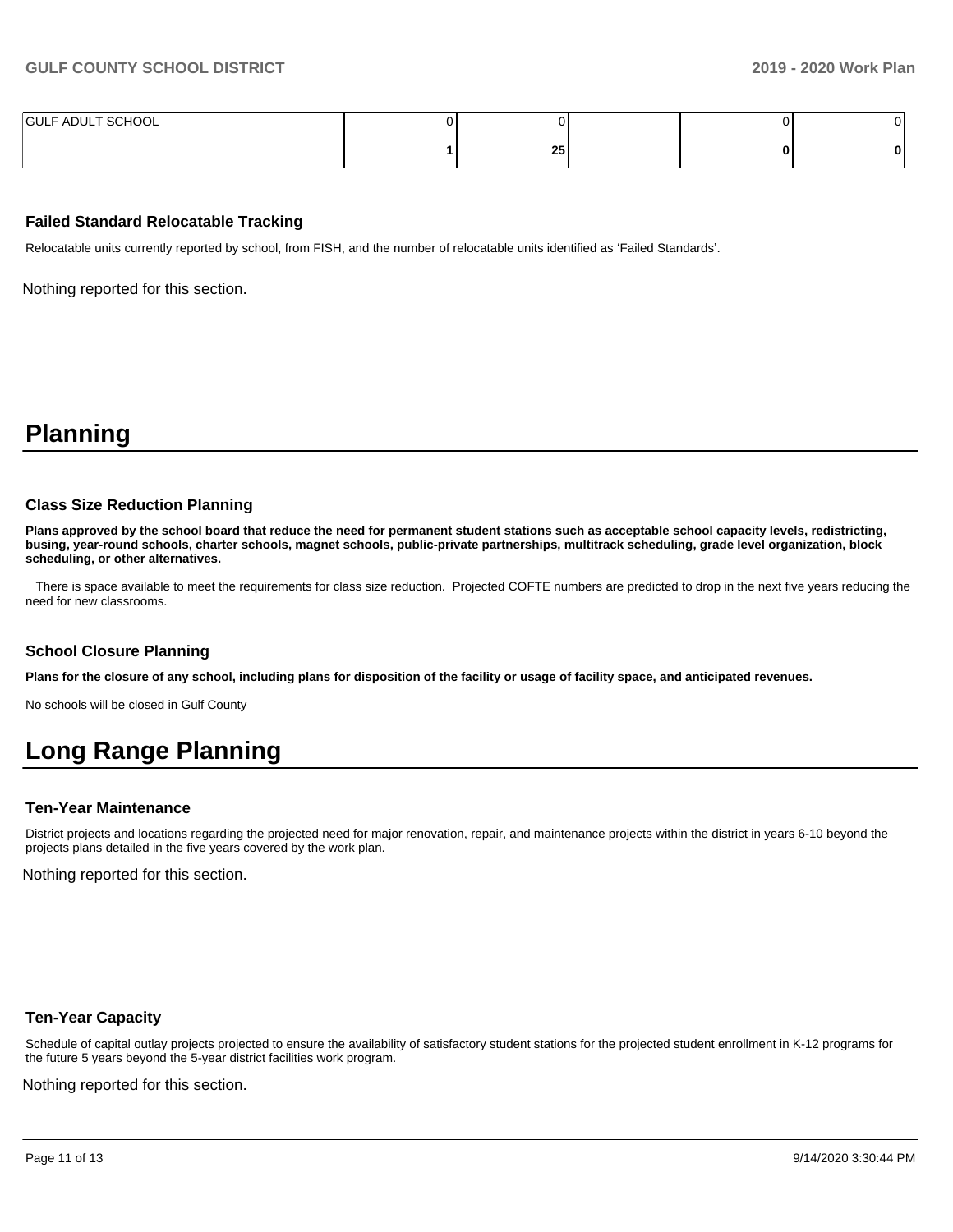| | | | | | |
|---|---|---|---|---|---|
| GULF ADULT SCHOOL | 0 | 0 | | 0 | 0 |
| | **1** | **25** | | **0** | **0** |

### Failed Standard Relocatable Tracking

Relocatable units currently reported by school, from FISH, and the number of relocatable units identified as 'Failed Standards'.

Nothing reported for this section.

# Planning

### Class Size Reduction Planning

**Plans approved by the school board that reduce the need for permanent student stations such as acceptable school capacity levels, redistricting, busing, year-round schools, charter schools, magnet schools, public-private partnerships, multitrack scheduling, grade level organization, block scheduling, or other alternatives.**

There is space available to meet the requirements for class size reduction. Projected COFTE numbers are predicted to drop in the next five years reducing the need for new classrooms.

### School Closure Planning

**Plans for the closure of any school, including plans for disposition of the facility or usage of facility space, and anticipated revenues.**

No schools will be closed in Gulf County

# Long Range Planning

### Ten-Year Maintenance

District projects and locations regarding the projected need for major renovation, repair, and maintenance projects within the district in years 6-10 beyond the projects plans detailed in the five years covered by the work plan.

Nothing reported for this section.

### Ten-Year Capacity

Schedule of capital outlay projects projected to ensure the availability of satisfactory student stations for the projected student enrollment in K-12 programs for the future 5 years beyond the 5-year district facilities work program.

Nothing reported for this section.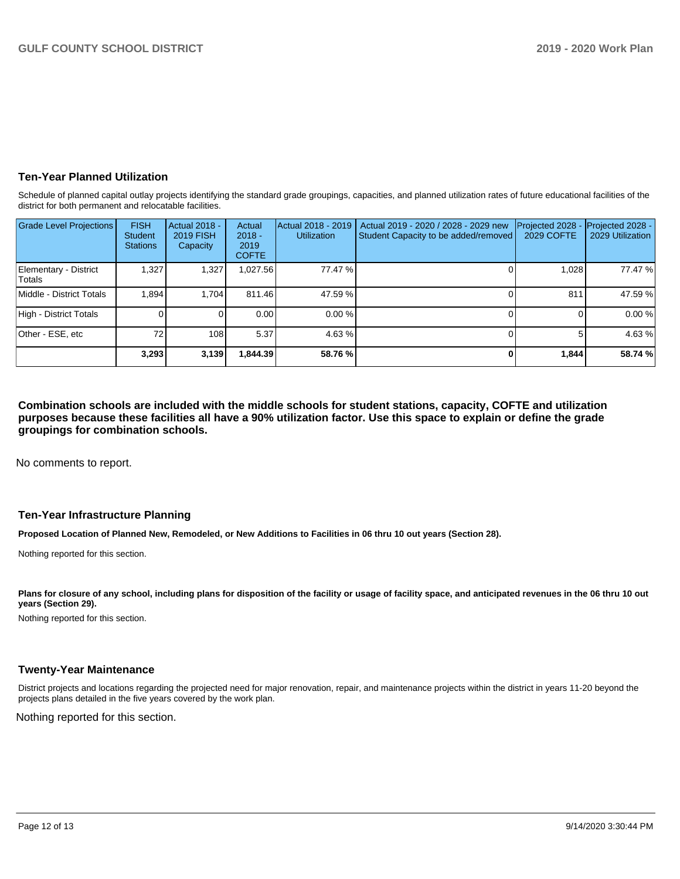## Ten-Year Planned Utilization

Schedule of planned capital outlay projects identifying the standard grade groupings, capacities, and planned utilization rates of future educational facilities of the district for both permanent and relocatable facilities.

| Grade Level Projections | FISH Student Stations | Actual 2018 - 2019 FISH Capacity | Actual 2018 - 2019 COFTE | Actual 2018 - 2019 Utilization | Actual 2019 - 2020 / 2028 - 2029 new Student Capacity to be added/removed | Projected 2028 - 2029 COFTE | Projected 2028 - 2029 Utilization |
|---|---|---|---|---|---|---|---|
| Elementary - District Totals | 1,327 | 1,327 | 1,027.56 | 77.47 % | 0 | 1,028 | 77.47 % |
| Middle - District Totals | 1,894 | 1,704 | 811.46 | 47.59 % | 0 | 811 | 47.59 % |
| High - District Totals | 0 | 0 | 0.00 | 0.00 % | 0 | 0 | 0.00 % |
| Other - ESE, etc | 72 | 108 | 5.37 | 4.63 % | 0 | 5 | 4.63 % |
| | **3,293** | **3,139** | **1,844.39** | **58.76 %** | **0** | **1,844** | **58.74 %** |

**Combination schools are included with the middle schools for student stations, capacity, COFTE and utilization purposes because these facilities all have a 90% utilization factor. Use this space to explain or define the grade groupings for combination schools.**

No comments to report.

## Ten-Year Infrastructure Planning

**Proposed Location of Planned New, Remodeled, or New Additions to Facilities in 06 thru 10 out years (Section 28).**

Nothing reported for this section.

**Plans for closure of any school, including plans for disposition of the facility or usage of facility space, and anticipated revenues in the 06 thru 10 out years (Section 29).**

Nothing reported for this section.

## Twenty-Year Maintenance

District projects and locations regarding the projected need for major renovation, repair, and maintenance projects within the district in years 11-20 beyond the projects plans detailed in the five years covered by the work plan.

Nothing reported for this section.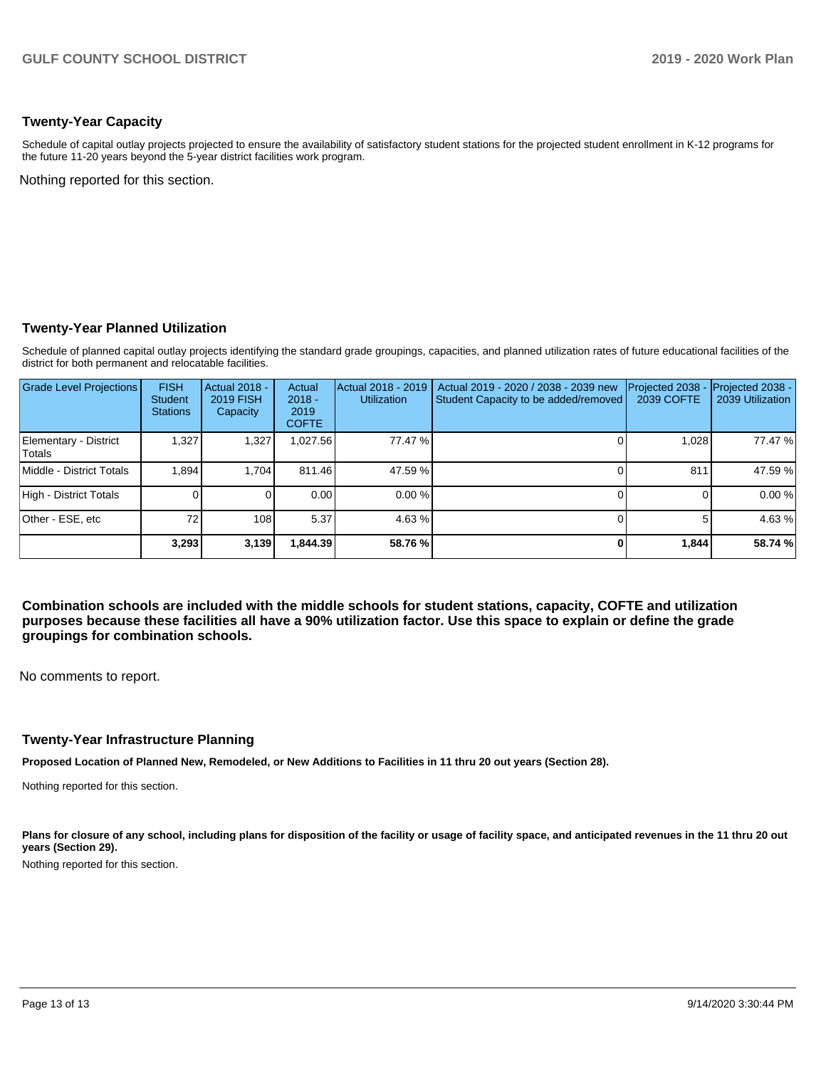## Twenty-Year Capacity

Schedule of capital outlay projects projected to ensure the availability of satisfactory student stations for the projected student enrollment in K-12 programs for the future 11-20 years beyond the 5-year district facilities work program.

Nothing reported for this section.

## Twenty-Year Planned Utilization

Schedule of planned capital outlay projects identifying the standard grade groupings, capacities, and planned utilization rates of future educational facilities of the district for both permanent and relocatable facilities.

| Grade Level Projections | FISH Student Stations | Actual 2018 - 2019 FISH Capacity | Actual 2018 - 2019 COFTE | Actual 2018 - 2019 Utilization | Actual 2019 - 2020 / 2038 - 2039 new Student Capacity to be added/removed | Projected 2038 - 2039 COFTE | Projected 2038 - 2039 Utilization |
|---|---|---|---|---|---|---|---|
| Elementary - District Totals | 1,327 | 1,327 | 1,027.56 | 77.47 % | 0 | 1,028 | 77.47 % |
| Middle - District Totals | 1,894 | 1,704 | 811.46 | 47.59 % | 0 | 811 | 47.59 % |
| High - District Totals | 0 | 0 | 0.00 | 0.00 % | 0 | 0 | 0.00 % |
| Other - ESE, etc | 72 | 108 | 5.37 | 4.63 % | 0 | 5 | 4.63 % |
| | **3,293** | **3,139** | **1,844.39** | **58.76 %** | **0** | **1,844** | **58.74 %** |

**Combination schools are included with the middle schools for student stations, capacity, COFTE and utilization purposes because these facilities all have a 90% utilization factor. Use this space to explain or define the grade groupings for combination schools.**

No comments to report.

## Twenty-Year Infrastructure Planning

**Proposed Location of Planned New, Remodeled, or New Additions to Facilities in 11 thru 20 out years (Section 28).**

Nothing reported for this section.

**Plans for closure of any school, including plans for disposition of the facility or usage of facility space, and anticipated revenues in the 11 thru 20 out years (Section 29).**

Nothing reported for this section.